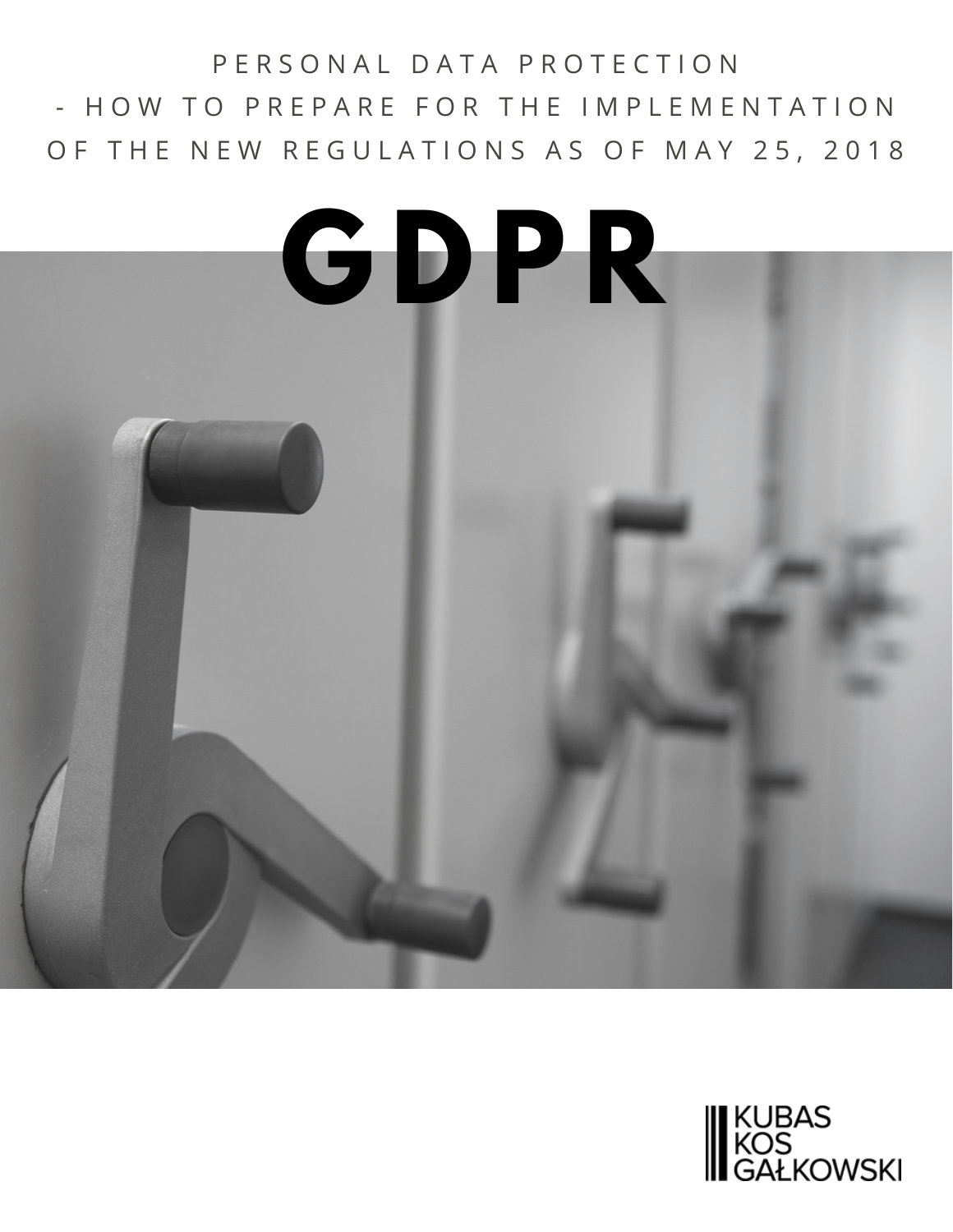PERSONAL DATA PROTECTION
- HOW TO PREPARE FOR THE IMPLEMENTATION
OF THE NEW REGULATIONS AS OF MAY 25, 2018

# GDPR

KUBAS
KOS
GAŁKOWSKI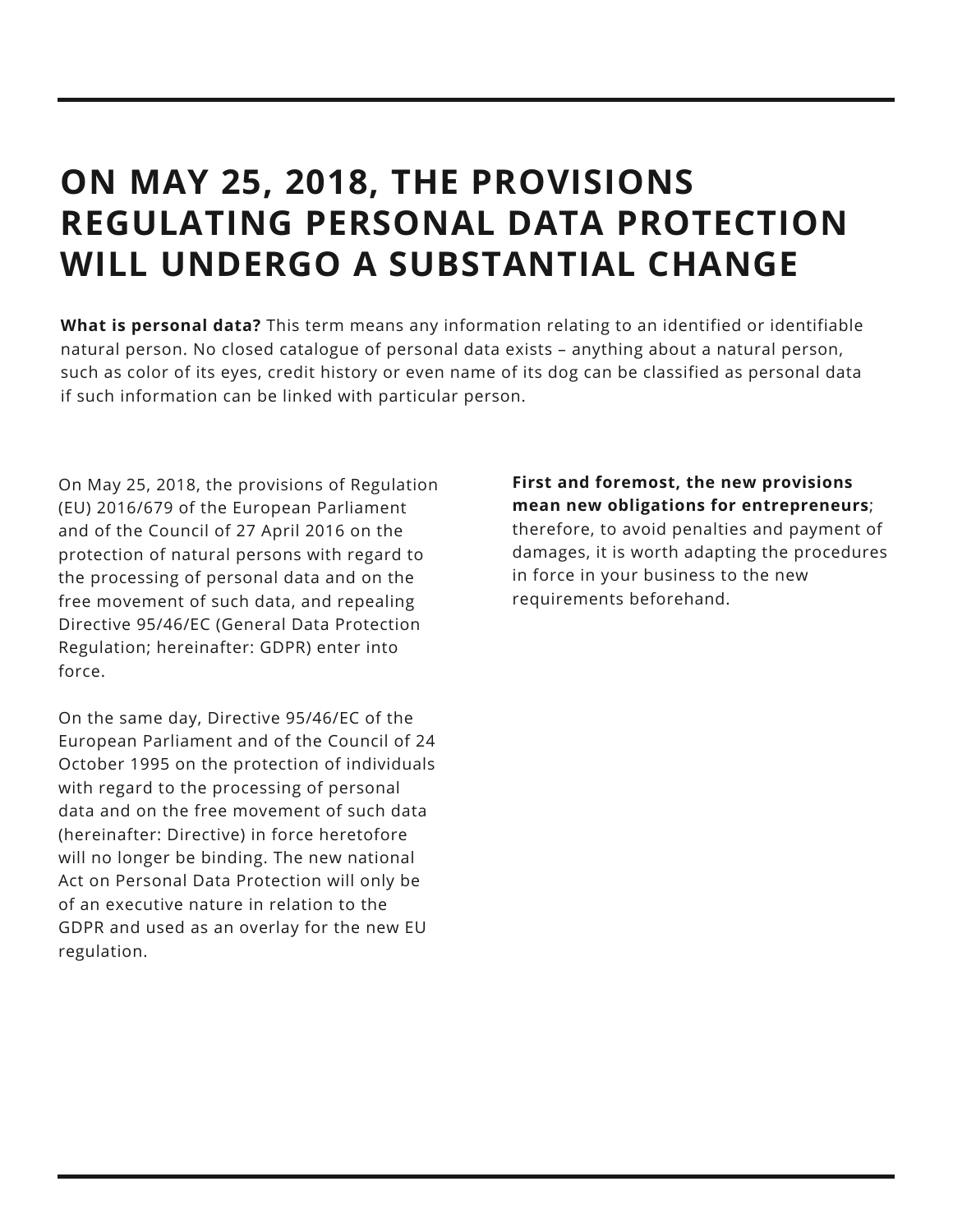# ON MAY 25, 2018, THE PROVISIONS REGULATING PERSONAL DATA PROTECTION WILL UNDERGO A SUBSTANTIAL CHANGE

**What is personal data?** This term means any information relating to an identified or identifiable natural person. No closed catalogue of personal data exists – anything about a natural person, such as color of its eyes, credit history or even name of its dog can be classified as personal data if such information can be linked with particular person.

On May 25, 2018, the provisions of Regulation (EU) 2016/679 of the European Parliament and of the Council of 27 April 2016 on the protection of natural persons with regard to the processing of personal data and on the free movement of such data, and repealing Directive 95/46/EC (General Data Protection Regulation; hereinafter: GDPR) enter into force.

On the same day, Directive 95/46/EC of the European Parliament and of the Council of 24 October 1995 on the protection of individuals with regard to the processing of personal data and on the free movement of such data (hereinafter: Directive) in force heretofore will no longer be binding. The new national Act on Personal Data Protection will only be of an executive nature in relation to the GDPR and used as an overlay for the new EU regulation.

**First and foremost, the new provisions mean new obligations for entrepreneurs**; therefore, to avoid penalties and payment of damages, it is worth adapting the procedures in force in your business to the new requirements beforehand.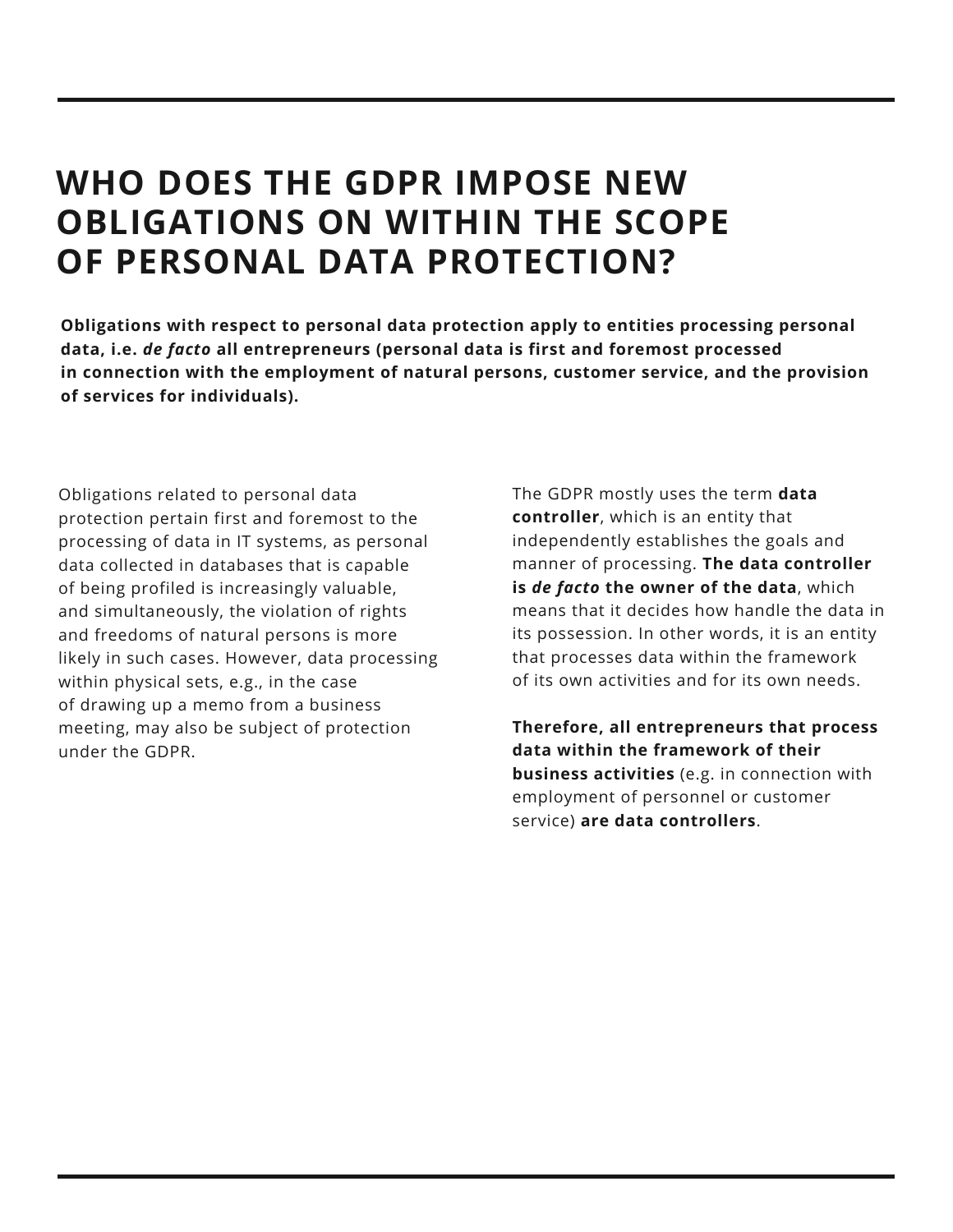# WHO DOES THE GDPR IMPOSE NEW OBLIGATIONS ON WITHIN THE SCOPE OF PERSONAL DATA PROTECTION?

**Obligations with respect to personal data protection apply to entities processing personal data, i.e. *de facto* all entrepreneurs (personal data is first and foremost processed in connection with the employment of natural persons, customer service, and the provision of services for individuals).**

Obligations related to personal data protection pertain first and foremost to the processing of data in IT systems, as personal data collected in databases that is capable of being profiled is increasingly valuable, and simultaneously, the violation of rights and freedoms of natural persons is more likely in such cases. However, data processing within physical sets, e.g., in the case of drawing up a memo from a business meeting, may also be subject of protection under the GDPR.

The GDPR mostly uses the term **data controller**, which is an entity that independently establishes the goals and manner of processing. **The data controller is *de facto* the owner of the data**, which means that it decides how handle the data in its possession. In other words, it is an entity that processes data within the framework of its own activities and for its own needs.

**Therefore, all entrepreneurs that process data within the framework of their business activities** (e.g. in connection with employment of personnel or customer service) **are data controllers**.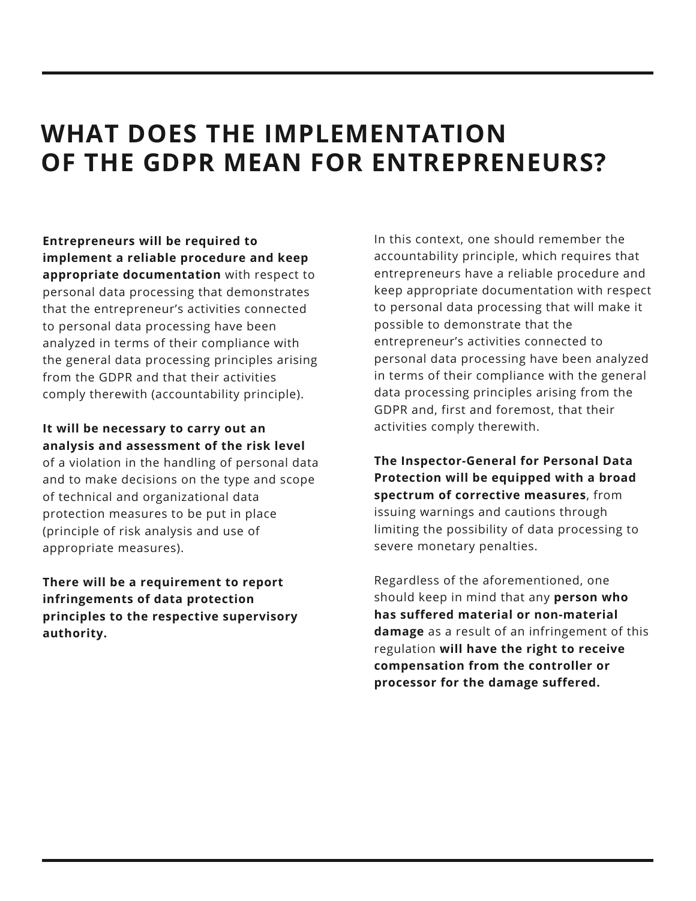# WHAT DOES THE IMPLEMENTATION OF THE GDPR MEAN FOR ENTREPRENEURS?

**Entrepreneurs will be required to implement a reliable procedure and keep appropriate documentation** with respect to personal data processing that demonstrates that the entrepreneur's activities connected to personal data processing have been analyzed in terms of their compliance with the general data processing principles arising from the GDPR and that their activities comply therewith (accountability principle).

**It will be necessary to carry out an analysis and assessment of the risk level** of a violation in the handling of personal data and to make decisions on the type and scope of technical and organizational data protection measures to be put in place (principle of risk analysis and use of appropriate measures).

**There will be a requirement to report infringements of data protection principles to the respective supervisory authority.**

In this context, one should remember the accountability principle, which requires that entrepreneurs have a reliable procedure and keep appropriate documentation with respect to personal data processing that will make it possible to demonstrate that the entrepreneur's activities connected to personal data processing have been analyzed in terms of their compliance with the general data processing principles arising from the GDPR and, first and foremost, that their activities comply therewith.

**The Inspector-General for Personal Data Protection will be equipped with a broad spectrum of corrective measures**, from issuing warnings and cautions through limiting the possibility of data processing to severe monetary penalties.

Regardless of the aforementioned, one should keep in mind that any **person who has suffered material or non-material damage** as a result of an infringement of this regulation **will have the right to receive compensation from the controller or processor for the damage suffered.**